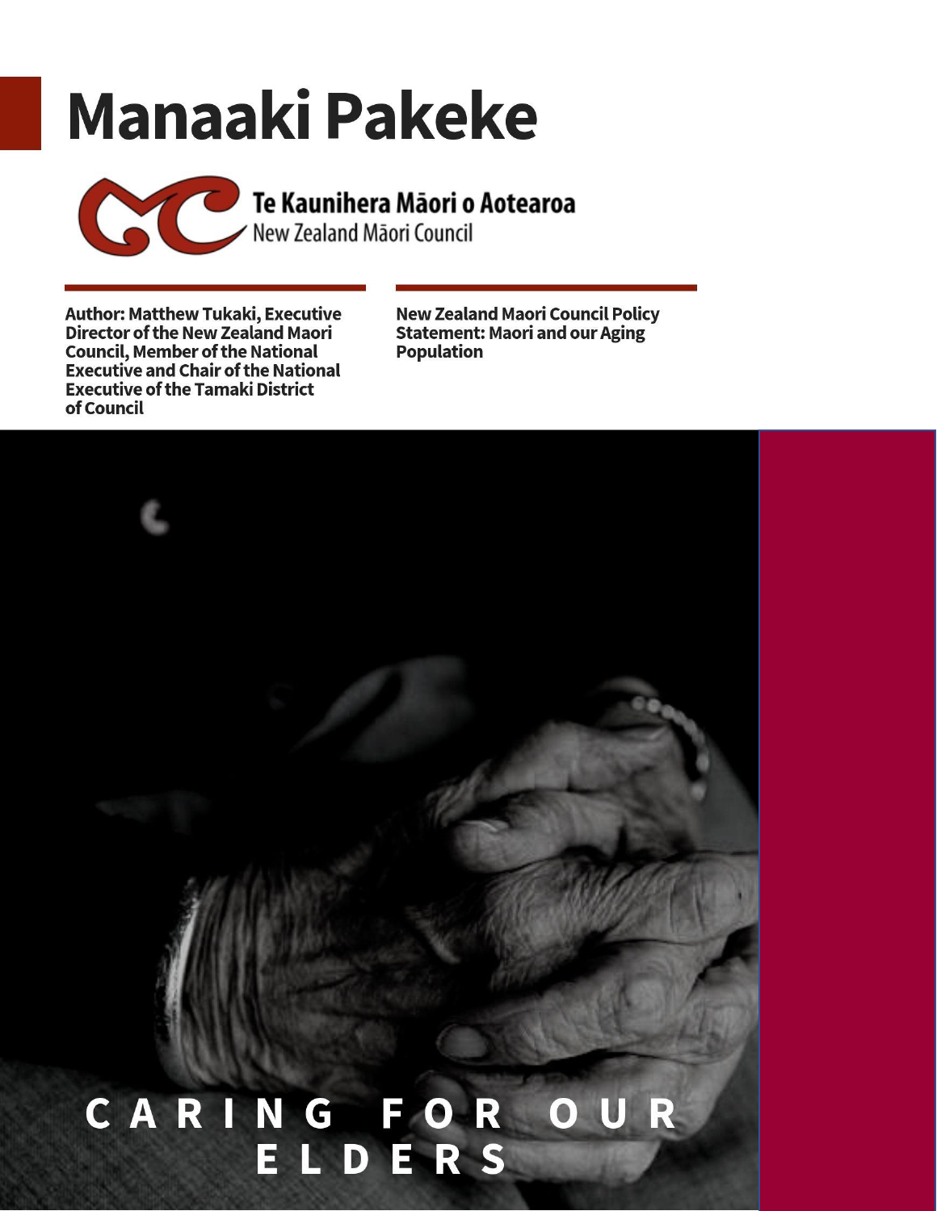# Manaaki Pakeke

Te Kaunihera Māori o Aotearoa
New Zealand Māori Council

**Author: Matthew Tukaki, Executive Director of the New Zealand Maori Council, Member of the National Executive and Chair of the National Executive of the Tamaki District of Council**

**New Zealand Maori Council Policy Statement: Maori and our Aging Population**

**CARING FOR OUR ELDERS**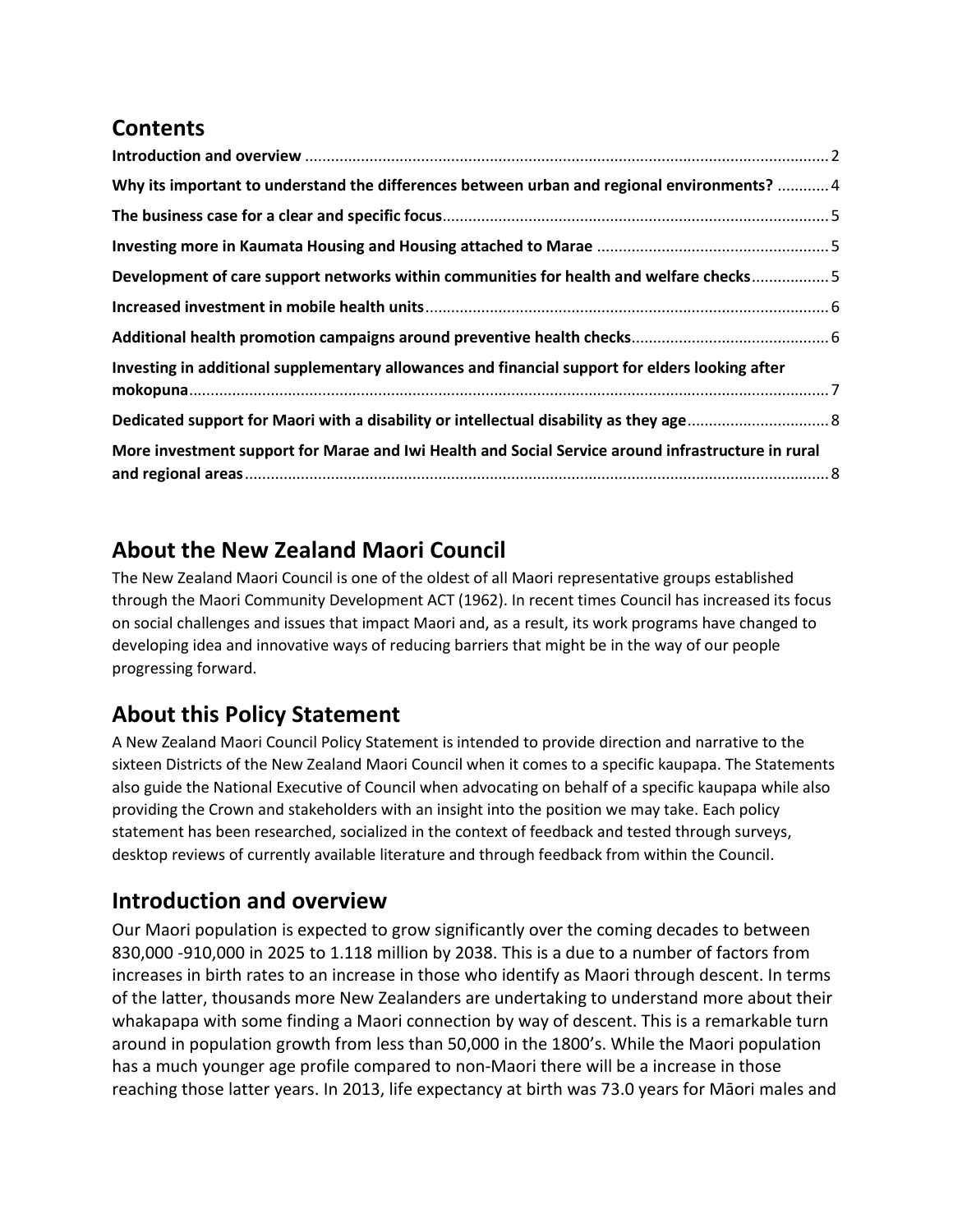## Contents

**Introduction and overview** ........................................................................................................................ 2

**Why its important to understand the differences between urban and regional environments?** ............ 4

**The business case for a clear and specific focus**......................................................................................... 5

**Investing more in Kaumata Housing and Housing attached to Marae** ...................................................... 5

**Development of care support networks within communities for health and welfare checks**.................. 5

**Increased investment in mobile health units**............................................................................................. 6

**Additional health promotion campaigns around preventive health checks**............................................. 6

**Investing in additional supplementary allowances and financial support for elders looking after mokopuna**.................................................................................................................................................... 7

**Dedicated support for Maori with a disability or intellectual disability as they age**................................ 8

**More investment support for Marae and Iwi Health and Social Service around infrastructure in rural and regional areas**....................................................................................................................................... 8

## About the New Zealand Maori Council

The New Zealand Maori Council is one of the oldest of all Maori representative groups established through the Maori Community Development ACT (1962). In recent times Council has increased its focus on social challenges and issues that impact Maori and, as a result, its work programs have changed to developing idea and innovative ways of reducing barriers that might be in the way of our people progressing forward.

## About this Policy Statement

A New Zealand Maori Council Policy Statement is intended to provide direction and narrative to the sixteen Districts of the New Zealand Maori Council when it comes to a specific kaupapa. The Statements also guide the National Executive of Council when advocating on behalf of a specific kaupapa while also providing the Crown and stakeholders with an insight into the position we may take. Each policy statement has been researched, socialized in the context of feedback and tested through surveys, desktop reviews of currently available literature and through feedback from within the Council.

## Introduction and overview

Our Maori population is expected to grow significantly over the coming decades to between 830,000 -910,000 in 2025 to 1.118 million by 2038. This is a due to a number of factors from increases in birth rates to an increase in those who identify as Maori through descent. In terms of the latter, thousands more New Zealanders are undertaking to understand more about their whakapapa with some finding a Maori connection by way of descent. This is a remarkable turn around in population growth from less than 50,000 in the 1800's. While the Maori population has a much younger age profile compared to non-Maori there will be a increase in those reaching those latter years. In 2013, life expectancy at birth was 73.0 years for Māori males and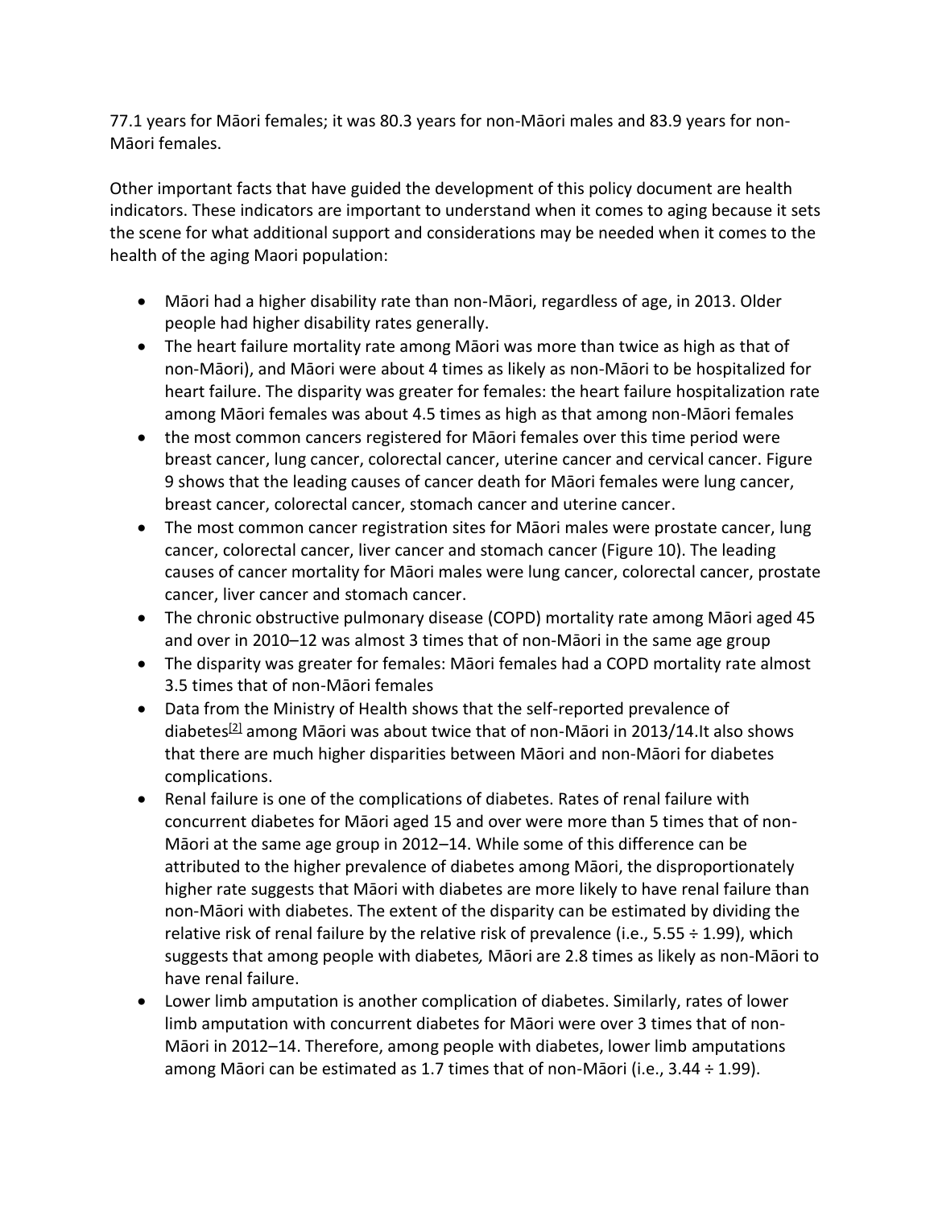77.1 years for Māori females; it was 80.3 years for non-Māori males and 83.9 years for non-Māori females.

Other important facts that have guided the development of this policy document are health indicators. These indicators are important to understand when it comes to aging because it sets the scene for what additional support and considerations may be needed when it comes to the health of the aging Maori population:

- Māori had a higher disability rate than non-Māori, regardless of age, in 2013. Older people had higher disability rates generally.
- The heart failure mortality rate among Māori was more than twice as high as that of non-Māori), and Māori were about 4 times as likely as non-Māori to be hospitalized for heart failure. The disparity was greater for females: the heart failure hospitalization rate among Māori females was about 4.5 times as high as that among non-Māori females
- the most common cancers registered for Māori females over this time period were breast cancer, lung cancer, colorectal cancer, uterine cancer and cervical cancer. Figure 9 shows that the leading causes of cancer death for Māori females were lung cancer, breast cancer, colorectal cancer, stomach cancer and uterine cancer.
- The most common cancer registration sites for Māori males were prostate cancer, lung cancer, colorectal cancer, liver cancer and stomach cancer (Figure 10). The leading causes of cancer mortality for Māori males were lung cancer, colorectal cancer, prostate cancer, liver cancer and stomach cancer.
- The chronic obstructive pulmonary disease (COPD) mortality rate among Māori aged 45 and over in 2010–12 was almost 3 times that of non-Māori in the same age group
- The disparity was greater for females: Māori females had a COPD mortality rate almost 3.5 times that of non-Māori females
- Data from the Ministry of Health shows that the self-reported prevalence of diabetes[2] among Māori was about twice that of non-Māori in 2013/14.It also shows that there are much higher disparities between Māori and non-Māori for diabetes complications.
- Renal failure is one of the complications of diabetes. Rates of renal failure with concurrent diabetes for Māori aged 15 and over were more than 5 times that of non-Māori at the same age group in 2012–14. While some of this difference can be attributed to the higher prevalence of diabetes among Māori, the disproportionately higher rate suggests that Māori with diabetes are more likely to have renal failure than non-Māori with diabetes. The extent of the disparity can be estimated by dividing the relative risk of renal failure by the relative risk of prevalence (i.e., 5.55 ÷ 1.99), which suggests that among people with diabetes*,* Māori are 2.8 times as likely as non-Māori to have renal failure.
- Lower limb amputation is another complication of diabetes. Similarly, rates of lower limb amputation with concurrent diabetes for Māori were over 3 times that of non-Māori in 2012–14. Therefore, among people with diabetes, lower limb amputations among Māori can be estimated as 1.7 times that of non-Māori (i.e., 3.44 ÷ 1.99).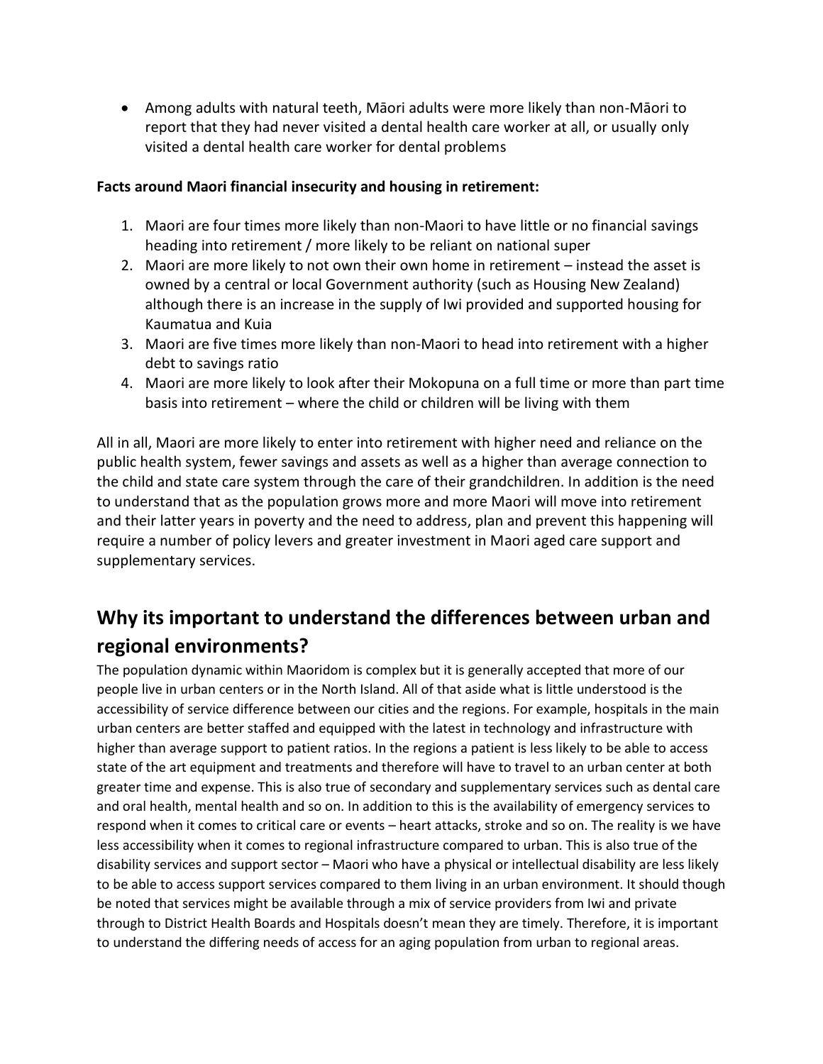- Among adults with natural teeth, Māori adults were more likely than non-Māori to report that they had never visited a dental health care worker at all, or usually only visited a dental health care worker for dental problems

**Facts around Maori financial insecurity and housing in retirement:**

1. Maori are four times more likely than non-Maori to have little or no financial savings heading into retirement / more likely to be reliant on national super
2. Maori are more likely to not own their own home in retirement – instead the asset is owned by a central or local Government authority (such as Housing New Zealand) although there is an increase in the supply of Iwi provided and supported housing for Kaumatua and Kuia
3. Maori are five times more likely than non-Maori to head into retirement with a higher debt to savings ratio
4. Maori are more likely to look after their Mokopuna on a full time or more than part time basis into retirement – where the child or children will be living with them

All in all, Maori are more likely to enter into retirement with higher need and reliance on the public health system, fewer savings and assets as well as a higher than average connection to the child and state care system through the care of their grandchildren. In addition is the need to understand that as the population grows more and more Maori will move into retirement and their latter years in poverty and the need to address, plan and prevent this happening will require a number of policy levers and greater investment in Maori aged care support and supplementary services.

## Why its important to understand the differences between urban and regional environments?

The population dynamic within Maoridom is complex but it is generally accepted that more of our people live in urban centers or in the North Island. All of that aside what is little understood is the accessibility of service difference between our cities and the regions. For example, hospitals in the main urban centers are better staffed and equipped with the latest in technology and infrastructure with higher than average support to patient ratios. In the regions a patient is less likely to be able to access state of the art equipment and treatments and therefore will have to travel to an urban center at both greater time and expense. This is also true of secondary and supplementary services such as dental care and oral health, mental health and so on. In addition to this is the availability of emergency services to respond when it comes to critical care or events – heart attacks, stroke and so on. The reality is we have less accessibility when it comes to regional infrastructure compared to urban. This is also true of the disability services and support sector – Maori who have a physical or intellectual disability are less likely to be able to access support services compared to them living in an urban environment. It should though be noted that services might be available through a mix of service providers from Iwi and private through to District Health Boards and Hospitals doesn't mean they are timely. Therefore, it is important to understand the differing needs of access for an aging population from urban to regional areas.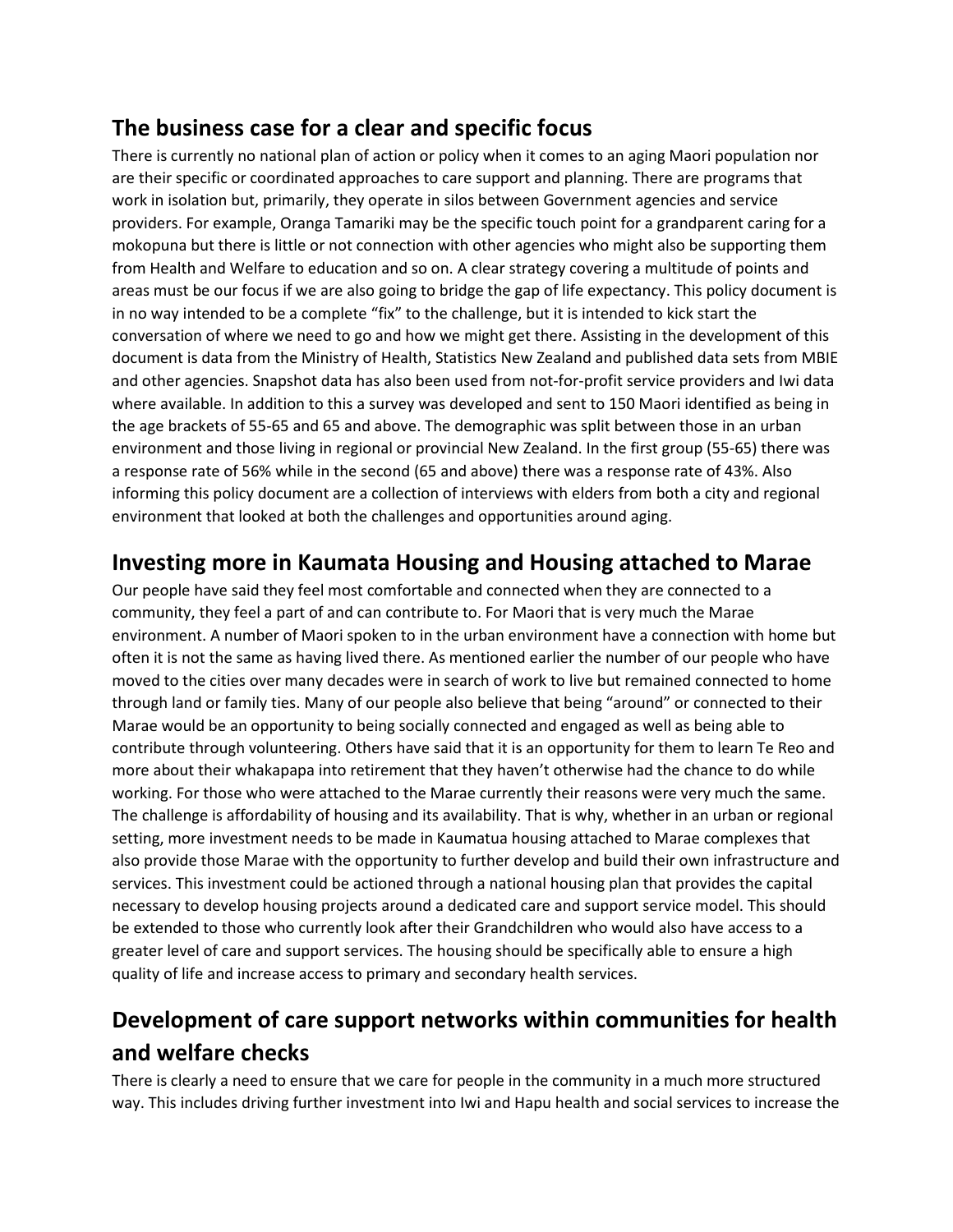## The business case for a clear and specific focus

There is currently no national plan of action or policy when it comes to an aging Maori population nor are their specific or coordinated approaches to care support and planning. There are programs that work in isolation but, primarily, they operate in silos between Government agencies and service providers. For example, Oranga Tamariki may be the specific touch point for a grandparent caring for a mokopuna but there is little or not connection with other agencies who might also be supporting them from Health and Welfare to education and so on. A clear strategy covering a multitude of points and areas must be our focus if we are also going to bridge the gap of life expectancy. This policy document is in no way intended to be a complete "fix" to the challenge, but it is intended to kick start the conversation of where we need to go and how we might get there. Assisting in the development of this document is data from the Ministry of Health, Statistics New Zealand and published data sets from MBIE and other agencies. Snapshot data has also been used from not-for-profit service providers and Iwi data where available. In addition to this a survey was developed and sent to 150 Maori identified as being in the age brackets of 55-65 and 65 and above. The demographic was split between those in an urban environment and those living in regional or provincial New Zealand. In the first group (55-65) there was a response rate of 56% while in the second (65 and above) there was a response rate of 43%. Also informing this policy document are a collection of interviews with elders from both a city and regional environment that looked at both the challenges and opportunities around aging.

## Investing more in Kaumata Housing and Housing attached to Marae

Our people have said they feel most comfortable and connected when they are connected to a community, they feel a part of and can contribute to. For Maori that is very much the Marae environment. A number of Maori spoken to in the urban environment have a connection with home but often it is not the same as having lived there. As mentioned earlier the number of our people who have moved to the cities over many decades were in search of work to live but remained connected to home through land or family ties. Many of our people also believe that being "around" or connected to their Marae would be an opportunity to being socially connected and engaged as well as being able to contribute through volunteering. Others have said that it is an opportunity for them to learn Te Reo and more about their whakapapa into retirement that they haven't otherwise had the chance to do while working. For those who were attached to the Marae currently their reasons were very much the same. The challenge is affordability of housing and its availability. That is why, whether in an urban or regional setting, more investment needs to be made in Kaumatua housing attached to Marae complexes that also provide those Marae with the opportunity to further develop and build their own infrastructure and services. This investment could be actioned through a national housing plan that provides the capital necessary to develop housing projects around a dedicated care and support service model. This should be extended to those who currently look after their Grandchildren who would also have access to a greater level of care and support services. The housing should be specifically able to ensure a high quality of life and increase access to primary and secondary health services.

## Development of care support networks within communities for health and welfare checks

There is clearly a need to ensure that we care for people in the community in a much more structured way. This includes driving further investment into Iwi and Hapu health and social services to increase the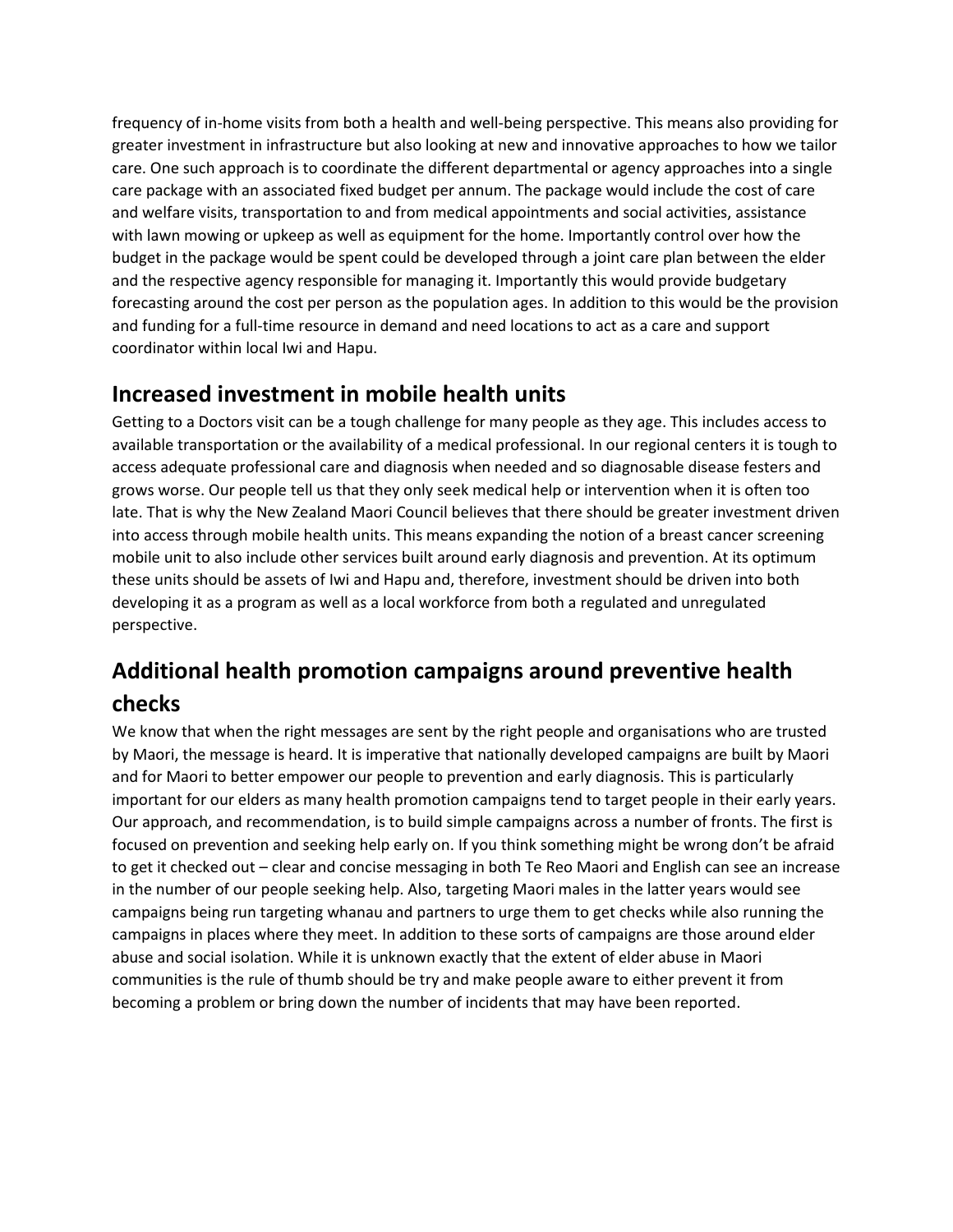frequency of in-home visits from both a health and well-being perspective. This means also providing for greater investment in infrastructure but also looking at new and innovative approaches to how we tailor care. One such approach is to coordinate the different departmental or agency approaches into a single care package with an associated fixed budget per annum. The package would include the cost of care and welfare visits, transportation to and from medical appointments and social activities, assistance with lawn mowing or upkeep as well as equipment for the home. Importantly control over how the budget in the package would be spent could be developed through a joint care plan between the elder and the respective agency responsible for managing it. Importantly this would provide budgetary forecasting around the cost per person as the population ages. In addition to this would be the provision and funding for a full-time resource in demand and need locations to act as a care and support coordinator within local Iwi and Hapu.

## Increased investment in mobile health units

Getting to a Doctors visit can be a tough challenge for many people as they age. This includes access to available transportation or the availability of a medical professional. In our regional centers it is tough to access adequate professional care and diagnosis when needed and so diagnosable disease festers and grows worse. Our people tell us that they only seek medical help or intervention when it is often too late. That is why the New Zealand Maori Council believes that there should be greater investment driven into access through mobile health units. This means expanding the notion of a breast cancer screening mobile unit to also include other services built around early diagnosis and prevention. At its optimum these units should be assets of Iwi and Hapu and, therefore, investment should be driven into both developing it as a program as well as a local workforce from both a regulated and unregulated perspective.

## Additional health promotion campaigns around preventive health checks

We know that when the right messages are sent by the right people and organisations who are trusted by Maori, the message is heard. It is imperative that nationally developed campaigns are built by Maori and for Maori to better empower our people to prevention and early diagnosis. This is particularly important for our elders as many health promotion campaigns tend to target people in their early years. Our approach, and recommendation, is to build simple campaigns across a number of fronts. The first is focused on prevention and seeking help early on. If you think something might be wrong don't be afraid to get it checked out – clear and concise messaging in both Te Reo Maori and English can see an increase in the number of our people seeking help. Also, targeting Maori males in the latter years would see campaigns being run targeting whanau and partners to urge them to get checks while also running the campaigns in places where they meet. In addition to these sorts of campaigns are those around elder abuse and social isolation. While it is unknown exactly that the extent of elder abuse in Maori communities is the rule of thumb should be try and make people aware to either prevent it from becoming a problem or bring down the number of incidents that may have been reported.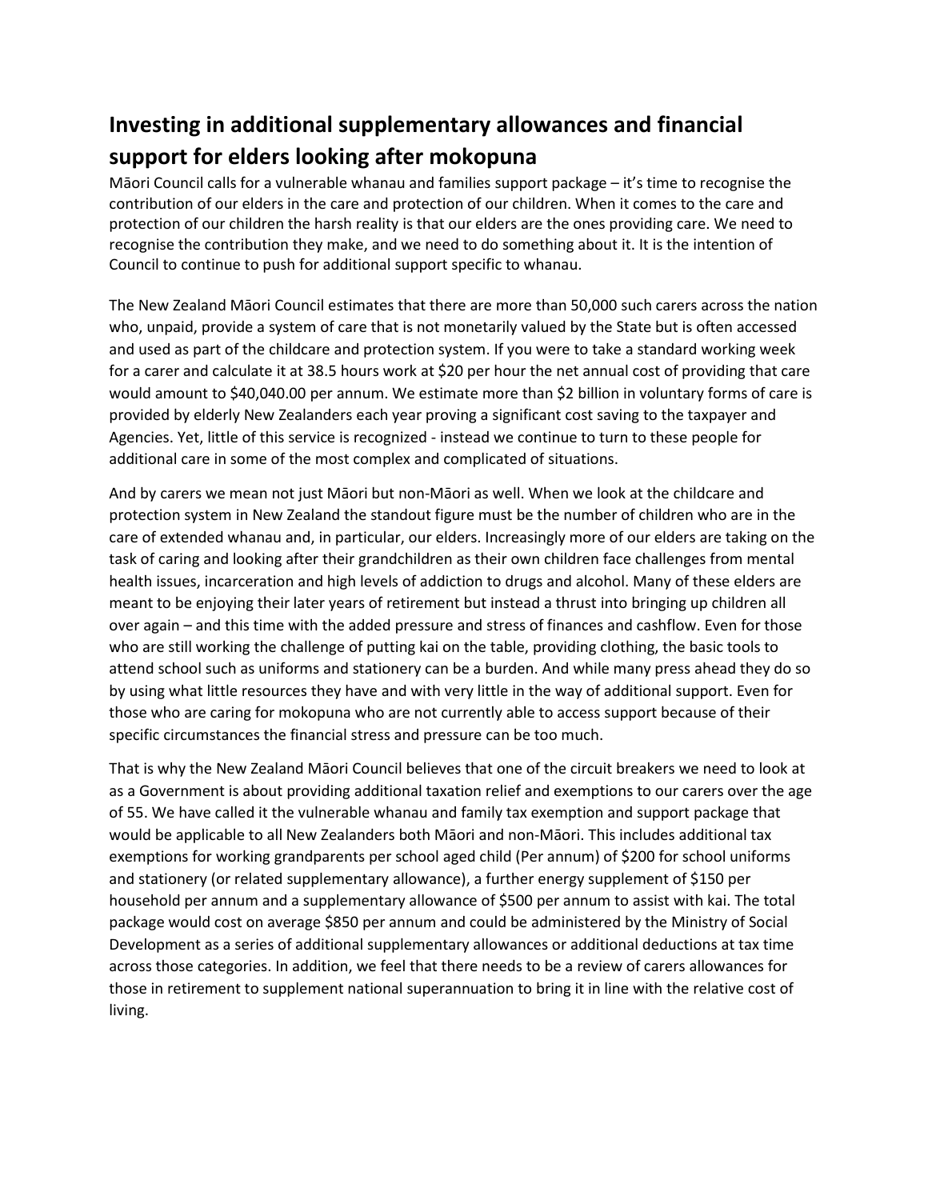## Investing in additional supplementary allowances and financial support for elders looking after mokopuna

Māori Council calls for a vulnerable whanau and families support package – it's time to recognise the contribution of our elders in the care and protection of our children. When it comes to the care and protection of our children the harsh reality is that our elders are the ones providing care. We need to recognise the contribution they make, and we need to do something about it. It is the intention of Council to continue to push for additional support specific to whanau.

The New Zealand Māori Council estimates that there are more than 50,000 such carers across the nation who, unpaid, provide a system of care that is not monetarily valued by the State but is often accessed and used as part of the childcare and protection system. If you were to take a standard working week for a carer and calculate it at 38.5 hours work at $20 per hour the net annual cost of providing that care would amount to $40,040.00 per annum. We estimate more than $2 billion in voluntary forms of care is provided by elderly New Zealanders each year proving a significant cost saving to the taxpayer and Agencies. Yet, little of this service is recognized - instead we continue to turn to these people for additional care in some of the most complex and complicated of situations.

And by carers we mean not just Māori but non-Māori as well. When we look at the childcare and protection system in New Zealand the standout figure must be the number of children who are in the care of extended whanau and, in particular, our elders. Increasingly more of our elders are taking on the task of caring and looking after their grandchildren as their own children face challenges from mental health issues, incarceration and high levels of addiction to drugs and alcohol. Many of these elders are meant to be enjoying their later years of retirement but instead a thrust into bringing up children all over again – and this time with the added pressure and stress of finances and cashflow. Even for those who are still working the challenge of putting kai on the table, providing clothing, the basic tools to attend school such as uniforms and stationery can be a burden. And while many press ahead they do so by using what little resources they have and with very little in the way of additional support. Even for those who are caring for mokopuna who are not currently able to access support because of their specific circumstances the financial stress and pressure can be too much.

That is why the New Zealand Māori Council believes that one of the circuit breakers we need to look at as a Government is about providing additional taxation relief and exemptions to our carers over the age of 55. We have called it the vulnerable whanau and family tax exemption and support package that would be applicable to all New Zealanders both Māori and non-Māori. This includes additional tax exemptions for working grandparents per school aged child (Per annum) of $200 for school uniforms and stationery (or related supplementary allowance), a further energy supplement of $150 per household per annum and a supplementary allowance of $500 per annum to assist with kai. The total package would cost on average $850 per annum and could be administered by the Ministry of Social Development as a series of additional supplementary allowances or additional deductions at tax time across those categories. In addition, we feel that there needs to be a review of carers allowances for those in retirement to supplement national superannuation to bring it in line with the relative cost of living.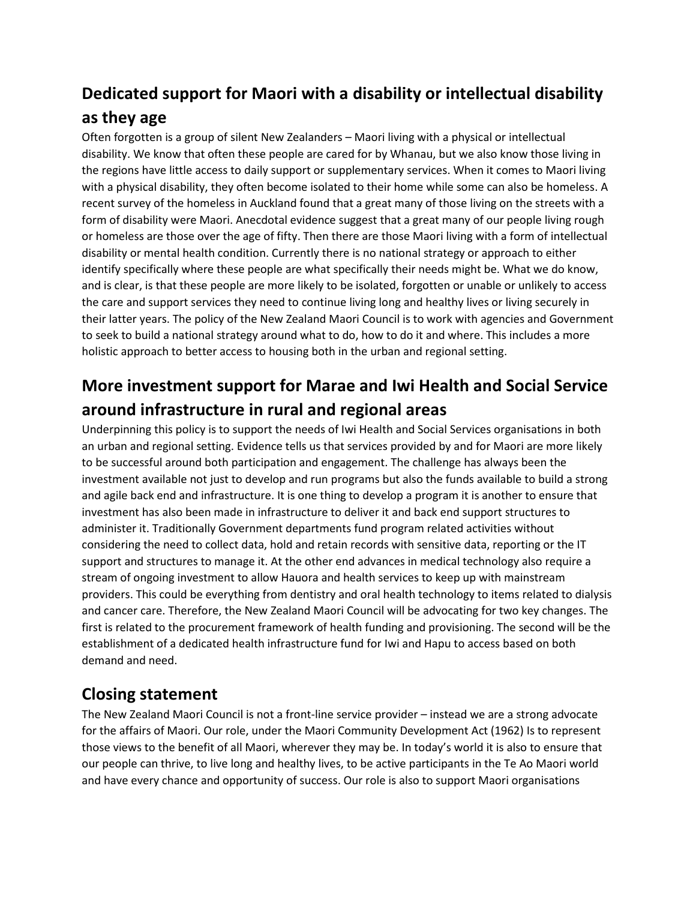## Dedicated support for Maori with a disability or intellectual disability as they age

Often forgotten is a group of silent New Zealanders – Maori living with a physical or intellectual disability. We know that often these people are cared for by Whanau, but we also know those living in the regions have little access to daily support or supplementary services. When it comes to Maori living with a physical disability, they often become isolated to their home while some can also be homeless. A recent survey of the homeless in Auckland found that a great many of those living on the streets with a form of disability were Maori. Anecdotal evidence suggest that a great many of our people living rough or homeless are those over the age of fifty. Then there are those Maori living with a form of intellectual disability or mental health condition. Currently there is no national strategy or approach to either identify specifically where these people are what specifically their needs might be. What we do know, and is clear, is that these people are more likely to be isolated, forgotten or unable or unlikely to access the care and support services they need to continue living long and healthy lives or living securely in their latter years. The policy of the New Zealand Maori Council is to work with agencies and Government to seek to build a national strategy around what to do, how to do it and where. This includes a more holistic approach to better access to housing both in the urban and regional setting.

## More investment support for Marae and Iwi Health and Social Service around infrastructure in rural and regional areas

Underpinning this policy is to support the needs of Iwi Health and Social Services organisations in both an urban and regional setting. Evidence tells us that services provided by and for Maori are more likely to be successful around both participation and engagement. The challenge has always been the investment available not just to develop and run programs but also the funds available to build a strong and agile back end and infrastructure. It is one thing to develop a program it is another to ensure that investment has also been made in infrastructure to deliver it and back end support structures to administer it. Traditionally Government departments fund program related activities without considering the need to collect data, hold and retain records with sensitive data, reporting or the IT support and structures to manage it. At the other end advances in medical technology also require a stream of ongoing investment to allow Hauora and health services to keep up with mainstream providers. This could be everything from dentistry and oral health technology to items related to dialysis and cancer care. Therefore, the New Zealand Maori Council will be advocating for two key changes. The first is related to the procurement framework of health funding and provisioning. The second will be the establishment of a dedicated health infrastructure fund for Iwi and Hapu to access based on both demand and need.

## Closing statement

The New Zealand Maori Council is not a front-line service provider – instead we are a strong advocate for the affairs of Maori. Our role, under the Maori Community Development Act (1962) Is to represent those views to the benefit of all Maori, wherever they may be. In today's world it is also to ensure that our people can thrive, to live long and healthy lives, to be active participants in the Te Ao Maori world and have every chance and opportunity of success. Our role is also to support Maori organisations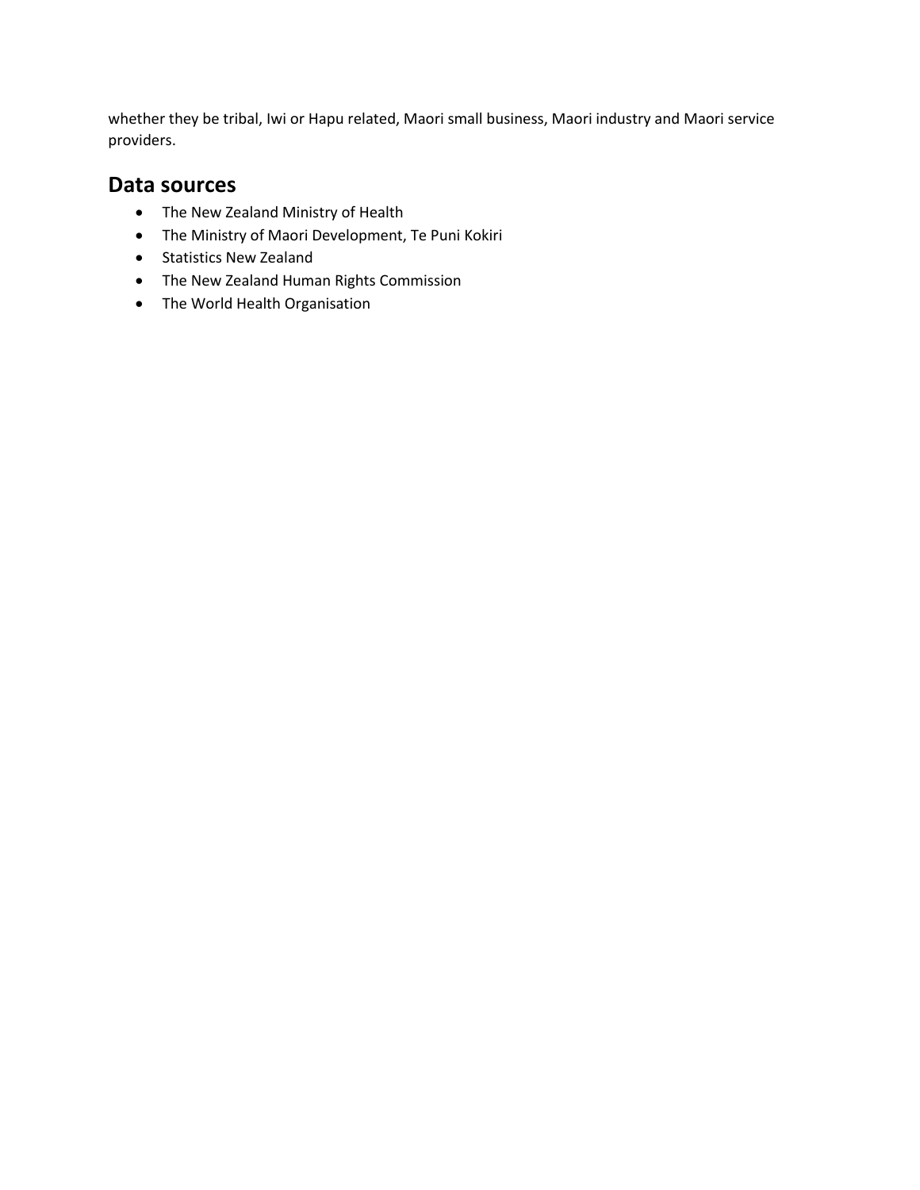whether they be tribal, Iwi or Hapu related, Maori small business, Maori industry and Maori service providers.

## Data sources

- The New Zealand Ministry of Health
- The Ministry of Maori Development, Te Puni Kokiri
- Statistics New Zealand
- The New Zealand Human Rights Commission
- The World Health Organisation